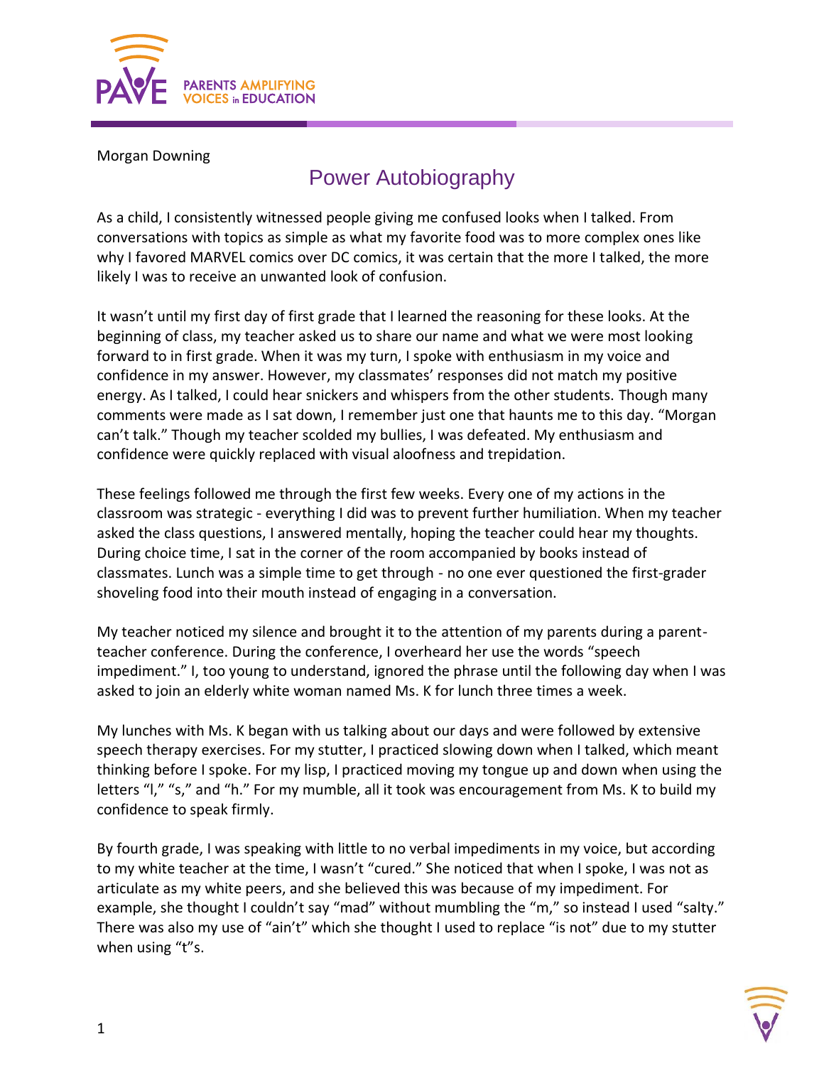Morgan Downing

# Power Autobiography

As a child, I consistently witnessed people giving me confused looks when I talked. From conversations with topics as simple as what my favorite food was to more complex ones like why I favored MARVEL comics over DC comics, it was certain that the more I talked, the more likely I was to receive an unwanted look of confusion.

It wasn't until my first day of first grade that I learned the reasoning for these looks. At the beginning of class, my teacher asked us to share our name and what we were most looking forward to in first grade. When it was my turn, I spoke with enthusiasm in my voice and confidence in my answer. However, my classmates' responses did not match my positive energy. As I talked, I could hear snickers and whispers from the other students. Though many comments were made as I sat down, I remember just one that haunts me to this day. "Morgan can't talk." Though my teacher scolded my bullies, I was defeated. My enthusiasm and confidence were quickly replaced with visual aloofness and trepidation.

These feelings followed me through the first few weeks. Every one of my actions in the classroom was strategic - everything I did was to prevent further humiliation. When my teacher asked the class questions, I answered mentally, hoping the teacher could hear my thoughts. During choice time, I sat in the corner of the room accompanied by books instead of classmates. Lunch was a simple time to get through - no one ever questioned the first-grader shoveling food into their mouth instead of engaging in a conversation.

My teacher noticed my silence and brought it to the attention of my parents during a parent-teacher conference. During the conference, I overheard her use the words "speech impediment." I, too young to understand, ignored the phrase until the following day when I was asked to join an elderly white woman named Ms. K for lunch three times a week.

My lunches with Ms. K began with us talking about our days and were followed by extensive speech therapy exercises. For my stutter, I practiced slowing down when I talked, which meant thinking before I spoke. For my lisp, I practiced moving my tongue up and down when using the letters "l," "s," and "h." For my mumble, all it took was encouragement from Ms. K to build my confidence to speak firmly.

By fourth grade, I was speaking with little to no verbal impediments in my voice, but according to my white teacher at the time, I wasn't "cured." She noticed that when I spoke, I was not as articulate as my white peers, and she believed this was because of my impediment. For example, she thought I couldn't say "mad" without mumbling the "m," so instead I used "salty." There was also my use of "ain't" which she thought I used to replace "is not" due to my stutter when using "t"s.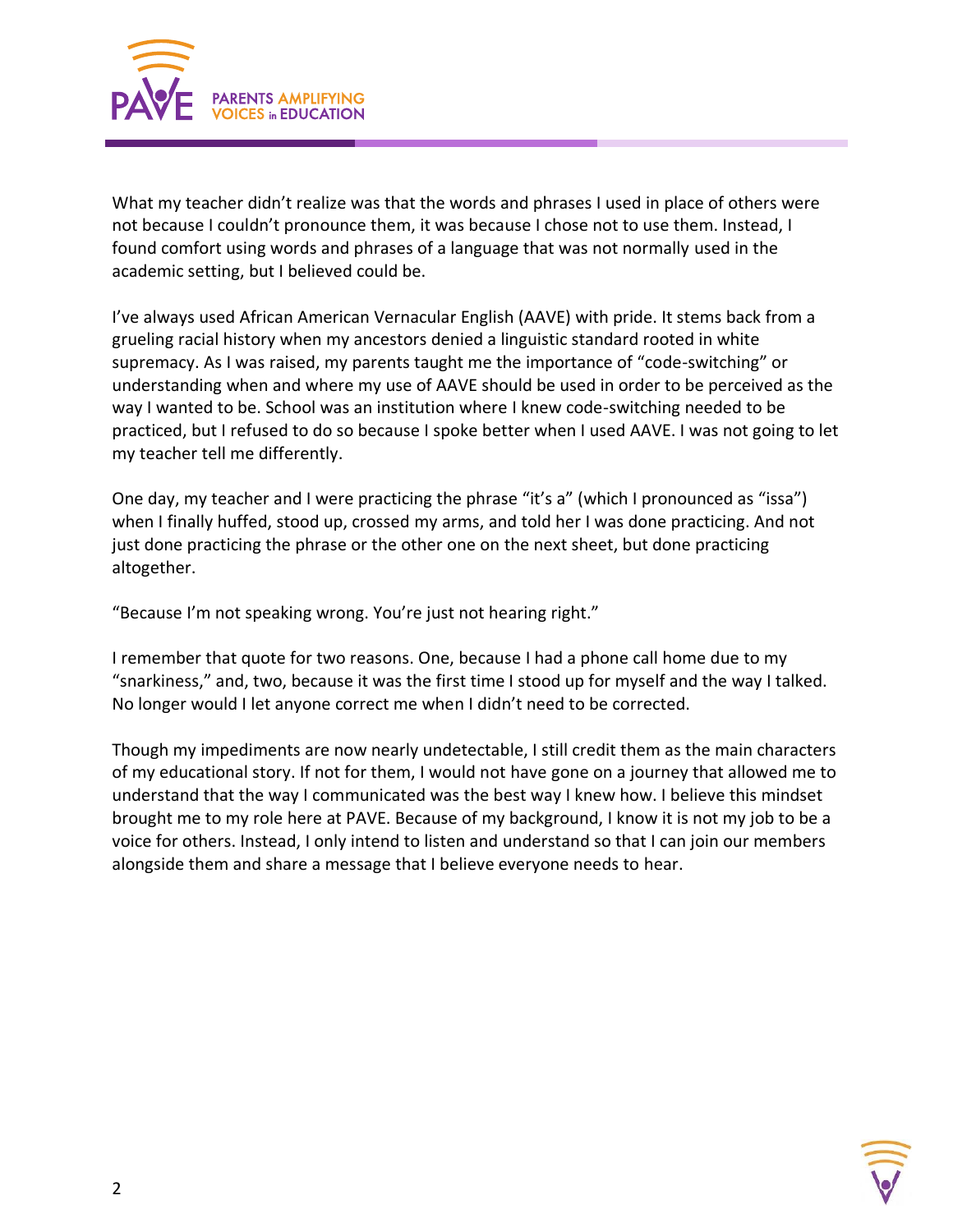What my teacher didn't realize was that the words and phrases I used in place of others were not because I couldn't pronounce them, it was because I chose not to use them. Instead, I found comfort using words and phrases of a language that was not normally used in the academic setting, but I believed could be.

I've always used African American Vernacular English (AAVE) with pride. It stems back from a grueling racial history when my ancestors denied a linguistic standard rooted in white supremacy. As I was raised, my parents taught me the importance of "code-switching" or understanding when and where my use of AAVE should be used in order to be perceived as the way I wanted to be. School was an institution where I knew code-switching needed to be practiced, but I refused to do so because I spoke better when I used AAVE. I was not going to let my teacher tell me differently.

One day, my teacher and I were practicing the phrase "it's a" (which I pronounced as "issa") when I finally huffed, stood up, crossed my arms, and told her I was done practicing. And not just done practicing the phrase or the other one on the next sheet, but done practicing altogether.

"Because I'm not speaking wrong. You're just not hearing right."

I remember that quote for two reasons. One, because I had a phone call home due to my "snarkiness," and, two, because it was the first time I stood up for myself and the way I talked. No longer would I let anyone correct me when I didn't need to be corrected.

Though my impediments are now nearly undetectable, I still credit them as the main characters of my educational story. If not for them, I would not have gone on a journey that allowed me to understand that the way I communicated was the best way I knew how. I believe this mindset brought me to my role here at PAVE. Because of my background, I know it is not my job to be a voice for others. Instead, I only intend to listen and understand so that I can join our members alongside them and share a message that I believe everyone needs to hear.